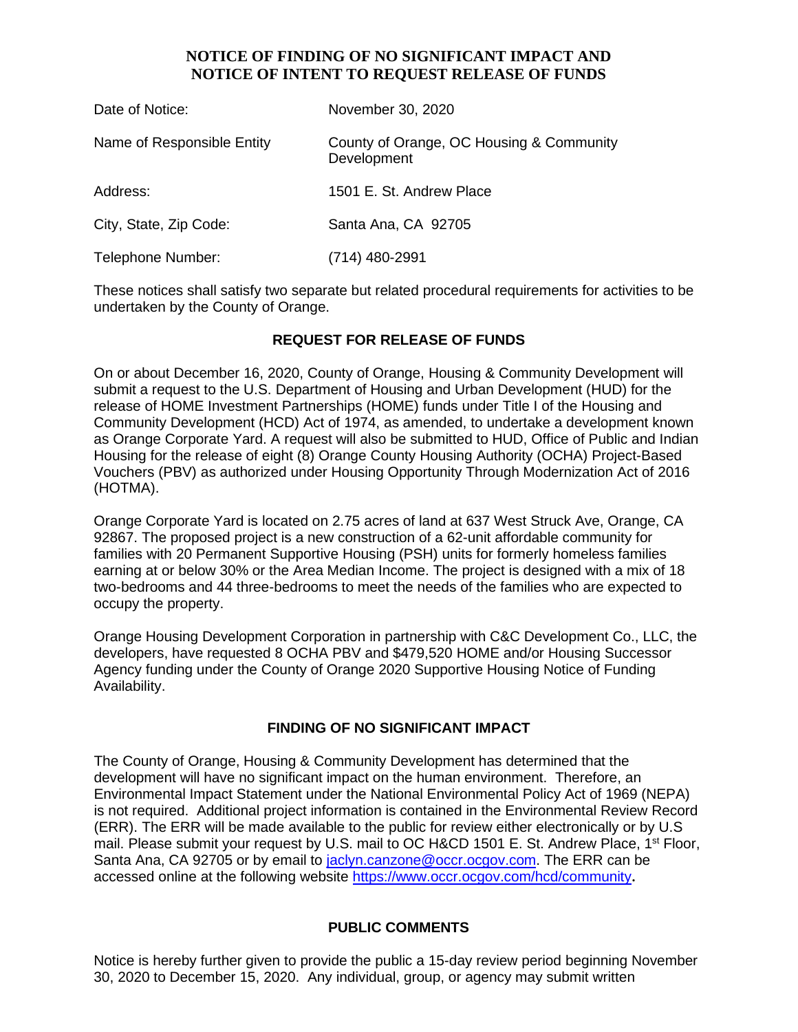## NOTICE OF FINDING OF NO SIGNIFICANT IMPACT AND NOTICE OF INTENT TO REQUEST RELEASE OF FUNDS

| | |
|---|---|
| Date of Notice: | November 30, 2020 |
| Name of Responsible Entity | County of Orange, OC Housing & Community Development |
| Address: | 1501 E. St. Andrew Place |
| City, State, Zip Code: | Santa Ana, CA 92705 |
| Telephone Number: | (714) 480-2991 |

These notices shall satisfy two separate but related procedural requirements for activities to be undertaken by the County of Orange.

### REQUEST FOR RELEASE OF FUNDS

On or about December 16, 2020, County of Orange, Housing & Community Development will submit a request to the U.S. Department of Housing and Urban Development (HUD) for the release of HOME Investment Partnerships (HOME) funds under Title I of the Housing and Community Development (HCD) Act of 1974, as amended, to undertake a development known as Orange Corporate Yard. A request will also be submitted to HUD, Office of Public and Indian Housing for the release of eight (8) Orange County Housing Authority (OCHA) Project-Based Vouchers (PBV) as authorized under Housing Opportunity Through Modernization Act of 2016 (HOTMA).

Orange Corporate Yard is located on 2.75 acres of land at 637 West Struck Ave, Orange, CA 92867. The proposed project is a new construction of a 62-unit affordable community for families with 20 Permanent Supportive Housing (PSH) units for formerly homeless families earning at or below 30% or the Area Median Income. The project is designed with a mix of 18 two-bedrooms and 44 three-bedrooms to meet the needs of the families who are expected to occupy the property.

Orange Housing Development Corporation in partnership with C&C Development Co., LLC, the developers, have requested 8 OCHA PBV and $479,520 HOME and/or Housing Successor Agency funding under the County of Orange 2020 Supportive Housing Notice of Funding Availability.

### FINDING OF NO SIGNIFICANT IMPACT

The County of Orange, Housing & Community Development has determined that the development will have no significant impact on the human environment. Therefore, an Environmental Impact Statement under the National Environmental Policy Act of 1969 (NEPA) is not required. Additional project information is contained in the Environmental Review Record (ERR). The ERR will be made available to the public for review either electronically or by U.S mail. Please submit your request by U.S. mail to OC H&CD 1501 E. St. Andrew Place, 1st Floor, Santa Ana, CA 92705 or by email to jaclyn.canzone@occr.ocgov.com. The ERR can be accessed online at the following website https://www.occr.ocgov.com/hcd/community**.**

### PUBLIC COMMENTS

Notice is hereby further given to provide the public a 15-day review period beginning November 30, 2020 to December 15, 2020. Any individual, group, or agency may submit written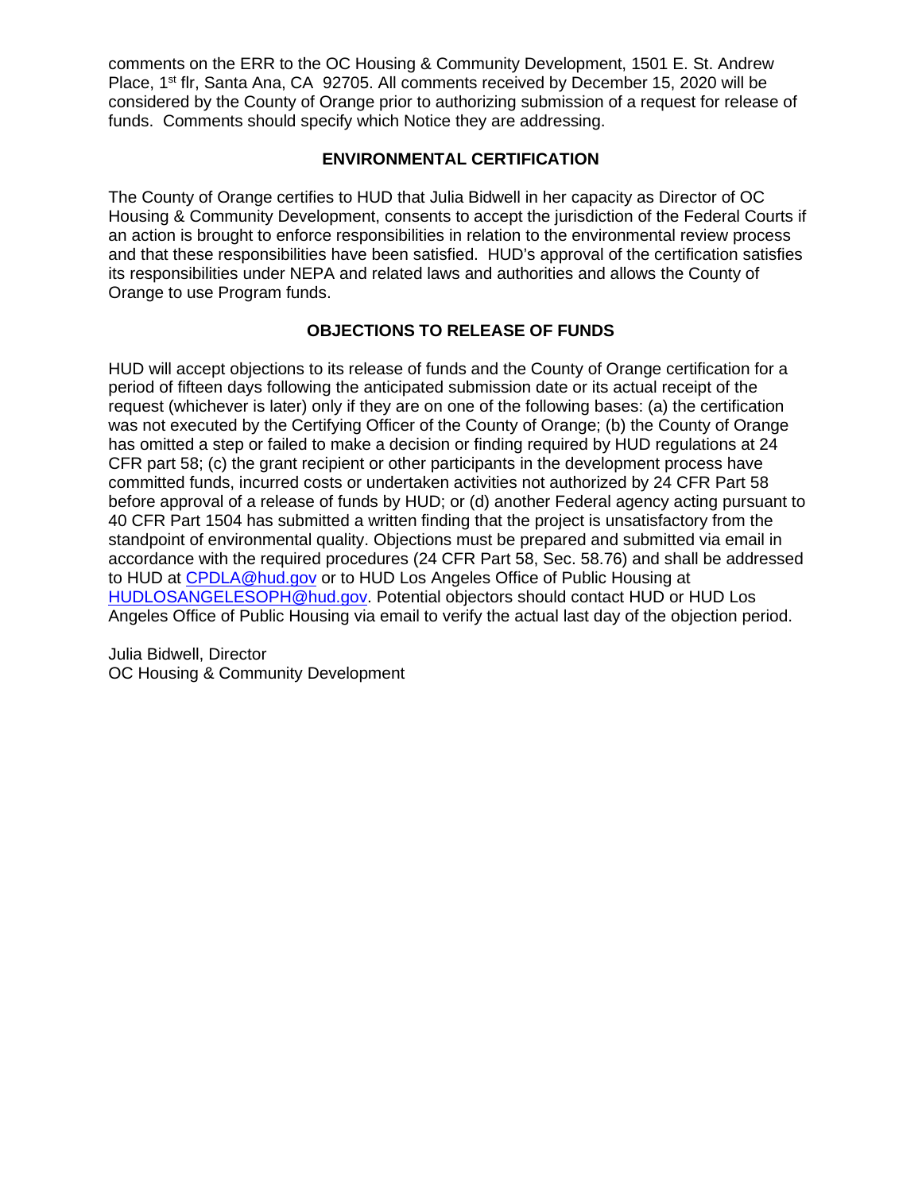comments on the ERR to the OC Housing & Community Development, 1501 E. St. Andrew Place, 1st flr, Santa Ana, CA 92705. All comments received by December 15, 2020 will be considered by the County of Orange prior to authorizing submission of a request for release of funds. Comments should specify which Notice they are addressing.

## ENVIRONMENTAL CERTIFICATION

The County of Orange certifies to HUD that Julia Bidwell in her capacity as Director of OC Housing & Community Development, consents to accept the jurisdiction of the Federal Courts if an action is brought to enforce responsibilities in relation to the environmental review process and that these responsibilities have been satisfied. HUD's approval of the certification satisfies its responsibilities under NEPA and related laws and authorities and allows the County of Orange to use Program funds.

## OBJECTIONS TO RELEASE OF FUNDS

HUD will accept objections to its release of funds and the County of Orange certification for a period of fifteen days following the anticipated submission date or its actual receipt of the request (whichever is later) only if they are on one of the following bases: (a) the certification was not executed by the Certifying Officer of the County of Orange; (b) the County of Orange has omitted a step or failed to make a decision or finding required by HUD regulations at 24 CFR part 58; (c) the grant recipient or other participants in the development process have committed funds, incurred costs or undertaken activities not authorized by 24 CFR Part 58 before approval of a release of funds by HUD; or (d) another Federal agency acting pursuant to 40 CFR Part 1504 has submitted a written finding that the project is unsatisfactory from the standpoint of environmental quality. Objections must be prepared and submitted via email in accordance with the required procedures (24 CFR Part 58, Sec. 58.76) and shall be addressed to HUD at CPDLA@hud.gov or to HUD Los Angeles Office of Public Housing at HUDLOSANGELESOPH@hud.gov. Potential objectors should contact HUD or HUD Los Angeles Office of Public Housing via email to verify the actual last day of the objection period.

Julia Bidwell, Director
OC Housing & Community Development